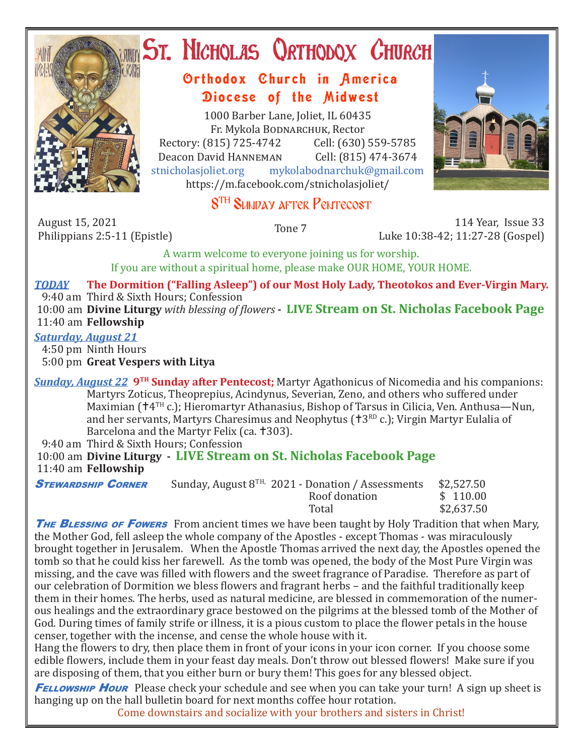# St. Nicholas Orthodox Church

## Orthodox Church in America
## Diocese of the Midwest

1000 Barber Lane, Joliet, IL 60435
Fr. Mykola Bodnarchuk, Rector
Rectory: (815) 725-4742 Cell: (630) 559-5785
Deacon David Hanneman Cell: (815) 474-3674
stnicholasjoliet.org mykolabodnarchuk@gmail.com
https://m.facebook.com/stnicholasjoliet/

### 8TH Sunday after Pentecost

August 15, 2021 | Tone 7 | 114 Year, Issue 33
Philippians 2:5-11 (Epistle) | Luke 10:38-42; 11:27-28 (Gospel)

A warm welcome to everyone joining us for worship.
If you are without a spiritual home, please make OUR HOME, YOUR HOME.

***TODAY*** **The Dormition ("Falling Asleep") of our Most Holy Lady, Theotokos and Ever-Virgin Mary.**

- 9:40 am Third & Sixth Hours; Confession
- 10:00 am **Divine Liturgy** *with blessing of flowers* **- LIVE Stream on St. Nicholas Facebook Page**
- 11:40 am **Fellowship**

***Saturday, August 21***

- 4:50 pm Ninth Hours
- 5:00 pm **Great Vespers with Litya**

***Sunday, August 22*** **9TH Sunday after Pentecost;** Martyr Agathonicus of Nicomedia and his companions: Martyrs Zoticus, Theoprepius, Acindynus, Severian, Zeno, and others who suffered under Maximian (✝4TH c.); Hieromartyr Athanasius, Bishop of Tarsus in Cilicia, Ven. Anthusa—Nun, and her servants, Martyrs Charesimus and Neophytus (✝3RD c.); Virgin Martyr Eulalia of Barcelona and the Martyr Felix (ca. ✝303).

- 9:40 am Third & Sixth Hours; Confession
- 10:00 am **Divine Liturgy - LIVE Stream on St. Nicholas Facebook Page**
- 11:40 am **Fellowship**

**Stewardship Corner**

| Sunday, August 8TH, 2021 - Donation / Assessments | $2,527.50 |
|---|---|
| Roof donation | $ 110.00 |
| Total | $2,637.50 |

**The Blessing of Fowers** From ancient times we have been taught by Holy Tradition that when Mary, the Mother God, fell asleep the whole company of the Apostles - except Thomas - was miraculously brought together in Jerusalem. When the Apostle Thomas arrived the next day, the Apostles opened the tomb so that he could kiss her farewell. As the tomb was opened, the body of the Most Pure Virgin was missing, and the cave was filled with flowers and the sweet fragrance of Paradise. Therefore as part of our celebration of Dormition we bless flowers and fragrant herbs – and the faithful traditionally keep them in their homes. The herbs, used as natural medicine, are blessed in commemoration of the numerous healings and the extraordinary grace bestowed on the pilgrims at the blessed tomb of the Mother of God. During times of family strife or illness, it is a pious custom to place the flower petals in the house censer, together with the incense, and cense the whole house with it.

Hang the flowers to dry, then place them in front of your icons in your icon corner. If you choose some edible flowers, include them in your feast day meals. Don't throw out blessed flowers! Make sure if you are disposing of them, that you either burn or bury them! This goes for any blessed object.

**Fellowship Hour** Please check your schedule and see when you can take your turn! A sign up sheet is hanging up on the hall bulletin board for next months coffee hour rotation.

Come downstairs and socialize with your brothers and sisters in Christ!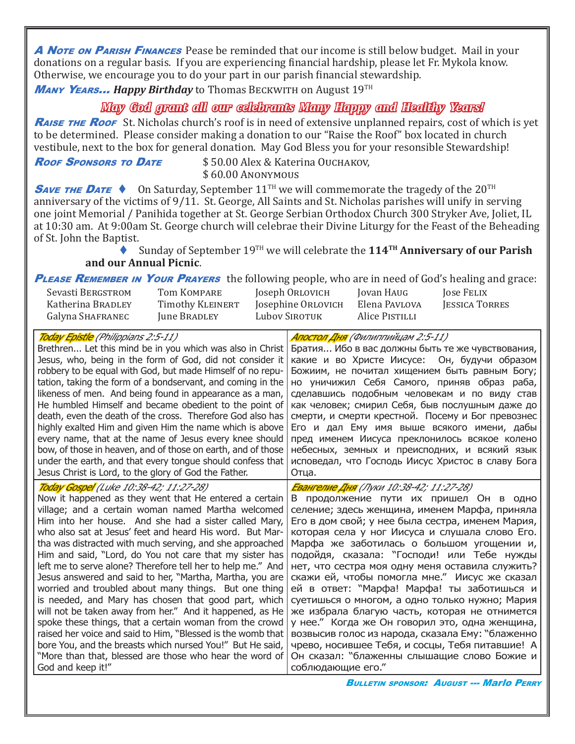***A Note on Parish Finances*** Pease be reminded that our income is still below budget. Mail in your donations on a regular basis. If you are experiencing financial hardship, please let Fr. Mykola know. Otherwise, we encourage you to do your part in our parish financial stewardship.

***Many Years...*** ***Happy Birthday*** to Thomas Beckwith on August 19TH

***May God grant all our celebrants Many Happy and Healthy Years!***

***Raise the Roof*** St. Nicholas church's roof is in need of extensive unplanned repairs, cost of which is yet to be determined. Please consider making a donation to our "Raise the Roof" box located in church vestibule, next to the box for general donation. May God Bless you for your resonsible Stewardship!

***Roof Sponsors to Date*** $ 50.00 Alex & Katerina Ouchakov,
$ 60.00 Anonymous

***Save the Date*** ♦ On Saturday, September 11TH we will commemorate the tragedy of the 20TH anniversary of the victims of 9/11. St. George, All Saints and St. Nicholas parishes will unify in serving one joint Memorial / Panihida together at St. George Serbian Orthodox Church 300 Stryker Ave, Joliet, IL at 10:30 am. At 9:00am St. George church will celebrae their Divine Liturgy for the Feast of the Beheading of St. John the Baptist.

♦ Sunday of September 19TH we will celebrate the **114TH Anniversary of our Parish and our Annual Picnic**.

***Please Remember in Your Prayers*** the following people, who are in need of God's healing and grace:

| | | | | |
|---|---|---|---|---|
| Sevasti Bergstrom | Tom Kompare | Joseph Orlovich | Jovan Haug | Jose Felix |
| Katherina Bradley | Timothy Kleinert | Josephine Orlovich | Elena Pavlova | Jessica Torres |
| Galyna Shafranec | June Bradley | Lubov Sirotuk | Alice Pistilli | |

*Today Epistle (Philippians 2:5-11)*

Brethren... Let this mind be in you which was also in Christ Jesus, who, being in the form of God, did not consider it robbery to be equal with God, but made Himself of no reputation, taking the form of a bondservant, and coming in the likeness of men. And being found in appearance as a man, He humbled Himself and became obedient to the point of death, even the death of the cross. Therefore God also has highly exalted Him and given Him the name which is above every name, that at the name of Jesus every knee should bow, of those in heaven, and of those on earth, and of those under the earth, and that every tongue should confess that Jesus Christ is Lord, to the glory of God the Father.

*Апостол Дня (Филиппийцам 2:5-11)*

Братия... Ибо в вас должны быть те же чувствования, какие и во Христе Иисусе: Он, будучи образом Божиим, не почитал хищением быть равным Богу; но уничижил Себя Самого, приняв образ раба, сделавшись подобным человекам и по виду став как человек; смирил Себя, быв послушным даже до смерти, и смерти крестной. Посему и Бог превознес Его и дал Ему имя выше всякого имени, дабы пред именем Иисуса преклонилось всякое колено небесных, земных и преисподних, и всякий язык исповедал, что Господь Иисус Христос в славу Бога Отца.

*Today Gospel (Luke 10:38-42; 11:27-28)*

Now it happened as they went that He entered a certain village; and a certain woman named Martha welcomed Him into her house. And she had a sister called Mary, who also sat at Jesus' feet and heard His word. But Martha was distracted with much serving, and she approached Him and said, "Lord, do You not care that my sister has left me to serve alone? Therefore tell her to help me." And Jesus answered and said to her, "Martha, Martha, you are worried and troubled about many things. But one thing is needed, and Mary has chosen that good part, which will not be taken away from her." And it happened, as He spoke these things, that a certain woman from the crowd raised her voice and said to Him, "Blessed is the womb that bore You, and the breasts which nursed You!" But He said, "More than that, blessed are those who hear the word of God and keep it!"

*Евангелие Дня (Луки 10:38-42; 11:27-28)*

В продолжение пути их пришел Он в одно селение; здесь женщина, именем Марфа, приняла Его в дом свой; у нее была сестра, именем Мария, которая села у ног Иисуса и слушала слово Его. Марфа же заботилась о большом угощении и, подойдя, сказала: "Господи! или Тебе нужды нет, что сестра моя одну меня оставила служить? скажи ей, чтобы помогла мне." Иисус же сказал ей в ответ: "Марфа! Марфа! ты заботишься и суетишься о многом, а одно только нужно; Мария же избрала благую часть, которая не отнимется у нее." Когда же Он говорил это, одна женщина, возвысив голос из народа, сказала Ему: "блаженно чрево, носившее Тебя, и сосцы, Тебя питавшие! А Он сказал: "блаженны слышащие слово Божие и соблюдающие его."

***Bulletin sponsor: August --- Marlo Perry***